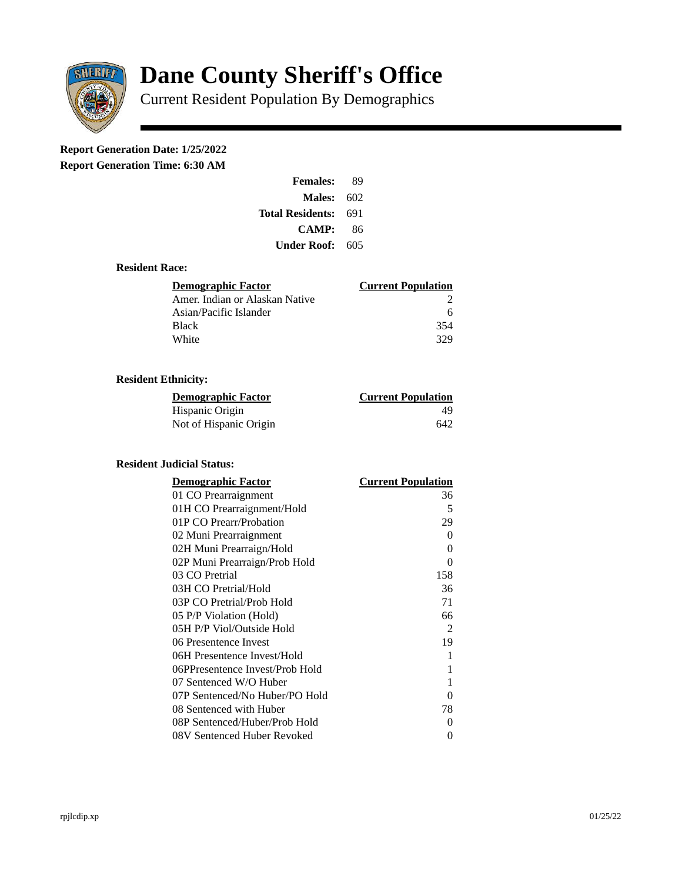# Dane County Sheriff's Office

Current Resident Population By Demographics

**Report Generation Date: 1/25/2022**

**Report Generation Time: 6:30 AM**

| | |
|---|---|
| **Females:** | 89 |
| **Males:** | 602 |
| **Total Residents:** | 691 |
| **CAMP:** | 86 |
| **Under Roof:** | 605 |

### Resident Race:

| Demographic Factor | Current Population |
|---|---|
| Amer. Indian or Alaskan Native | 2 |
| Asian/Pacific Islander | 6 |
| Black | 354 |
| White | 329 |

### Resident Ethnicity:

| Demographic Factor | Current Population |
|---|---|
| Hispanic Origin | 49 |
| Not of Hispanic Origin | 642 |

### Resident Judicial Status:

| Demographic Factor | Current Population |
|---|---|
| 01 CO Prearraignment | 36 |
| 01H CO Prearraignment/Hold | 5 |
| 01P CO Prearr/Probation | 29 |
| 02 Muni Prearraignment | 0 |
| 02H Muni Prearraign/Hold | 0 |
| 02P Muni Prearraign/Prob Hold | 0 |
| 03 CO Pretrial | 158 |
| 03H CO Pretrial/Hold | 36 |
| 03P CO Pretrial/Prob Hold | 71 |
| 05 P/P Violation (Hold) | 66 |
| 05H P/P Viol/Outside Hold | 2 |
| 06 Presentence Invest | 19 |
| 06H Presentence Invest/Hold | 1 |
| 06PPresentence Invest/Prob Hold | 1 |
| 07 Sentenced W/O Huber | 1 |
| 07P Sentenced/No Huber/PO Hold | 0 |
| 08 Sentenced with Huber | 78 |
| 08P Sentenced/Huber/Prob Hold | 0 |
| 08V Sentenced Huber Revoked | 0 |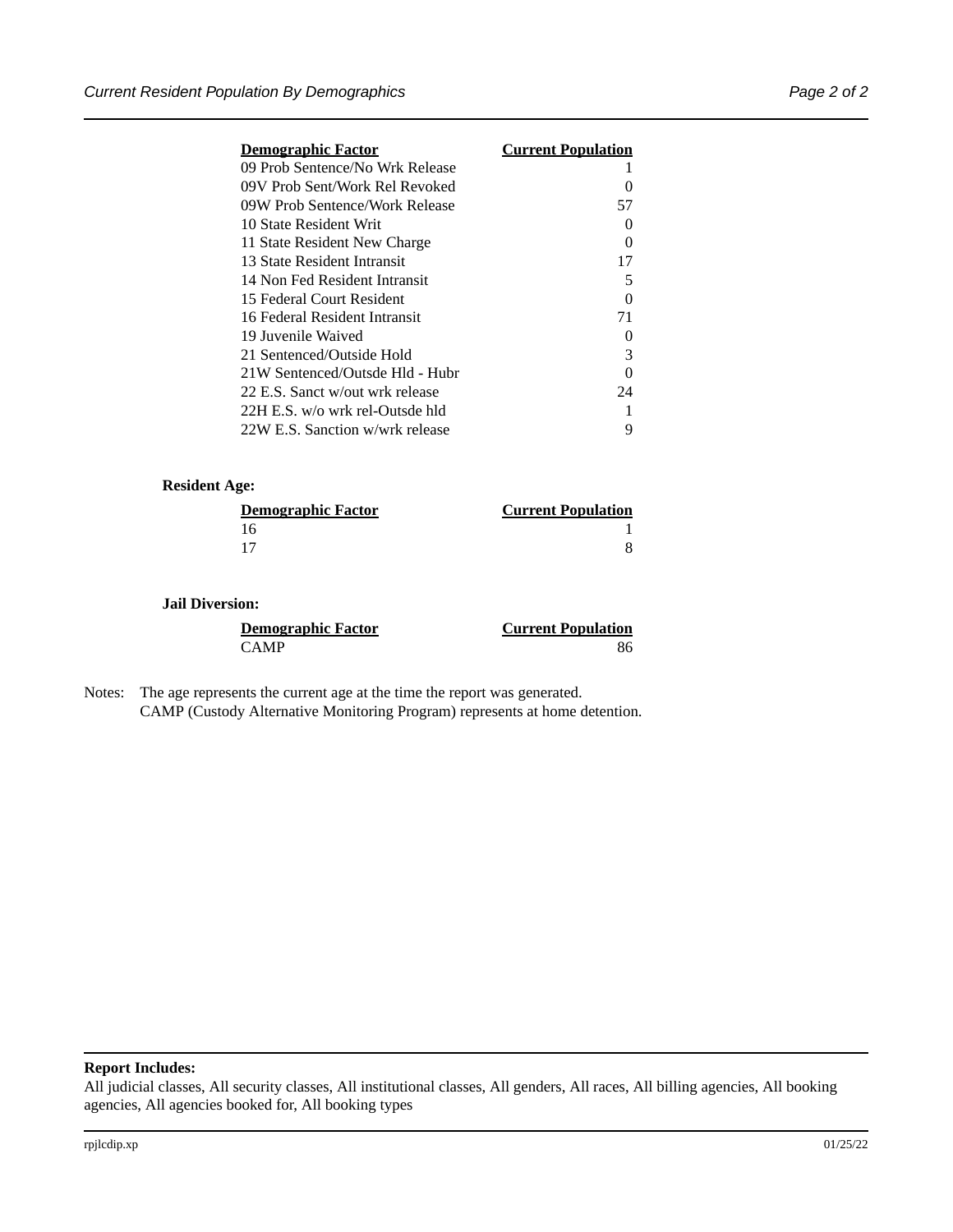| Demographic Factor | Current Population |
|---|---|
| 09 Prob Sentence/No Wrk Release | 1 |
| 09V Prob Sent/Work Rel Revoked | 0 |
| 09W Prob Sentence/Work Release | 57 |
| 10 State Resident Writ | 0 |
| 11 State Resident New Charge | 0 |
| 13 State Resident Intransit | 17 |
| 14 Non Fed Resident Intransit | 5 |
| 15 Federal Court Resident | 0 |
| 16 Federal Resident Intransit | 71 |
| 19 Juvenile Waived | 0 |
| 21 Sentenced/Outside Hold | 3 |
| 21W Sentenced/Outsde Hld - Hubr | 0 |
| 22 E.S. Sanct w/out wrk release | 24 |
| 22H E.S. w/o wrk rel-Outsde hld | 1 |
| 22W E.S. Sanction w/wrk release | 9 |

**Resident Age:**

| Demographic Factor | Current Population |
|---|---|
| 16 | 1 |
| 17 | 8 |

**Jail Diversion:**

| Demographic Factor | Current Population |
|---|---|
| CAMP | 86 |

Notes: The age represents the current age at the time the report was generated.
CAMP (Custody Alternative Monitoring Program) represents at home detention.

**Report Includes:**

All judicial classes, All security classes, All institutional classes, All genders, All races, All billing agencies, All booking agencies, All agencies booked for, All booking types

rpjlcdip.xp 01/25/22